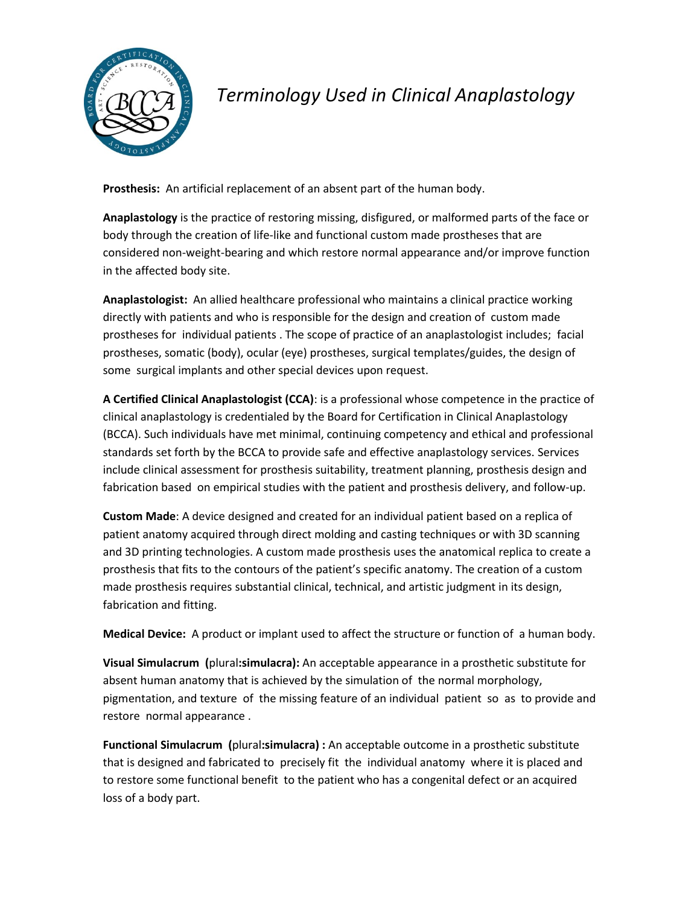# *Terminology Used in Clinical Anaplastology*

**Prosthesis:** An artificial replacement of an absent part of the human body.

**Anaplastology** is the practice of restoring missing, disfigured, or malformed parts of the face or body through the creation of life-like and functional custom made prostheses that are considered non-weight-bearing and which restore normal appearance and/or improve function in the affected body site.

**Anaplastologist:** An allied healthcare professional who maintains a clinical practice working directly with patients and who is responsible for the design and creation of custom made prostheses for individual patients . The scope of practice of an anaplastologist includes; facial prostheses, somatic (body), ocular (eye) prostheses, surgical templates/guides, the design of some surgical implants and other special devices upon request.

**A Certified Clinical Anaplastologist (CCA)**: is a professional whose competence in the practice of clinical anaplastology is credentialed by the Board for Certification in Clinical Anaplastology (BCCA). Such individuals have met minimal, continuing competency and ethical and professional standards set forth by the BCCA to provide safe and effective anaplastology services. Services include clinical assessment for prosthesis suitability, treatment planning, prosthesis design and fabrication based on empirical studies with the patient and prosthesis delivery, and follow-up.

**Custom Made**: A device designed and created for an individual patient based on a replica of patient anatomy acquired through direct molding and casting techniques or with 3D scanning and 3D printing technologies. A custom made prosthesis uses the anatomical replica to create a prosthesis that fits to the contours of the patient's specific anatomy. The creation of a custom made prosthesis requires substantial clinical, technical, and artistic judgment in its design, fabrication and fitting.

**Medical Device:** A product or implant used to affect the structure or function of a human body.

**Visual Simulacrum (**plural**:simulacra):** An acceptable appearance in a prosthetic substitute for absent human anatomy that is achieved by the simulation of the normal morphology, pigmentation, and texture of the missing feature of an individual patient so as to provide and restore normal appearance .

**Functional Simulacrum (**plural**:simulacra) :** An acceptable outcome in a prosthetic substitute that is designed and fabricated to precisely fit the individual anatomy where it is placed and to restore some functional benefit to the patient who has a congenital defect or an acquired loss of a body part.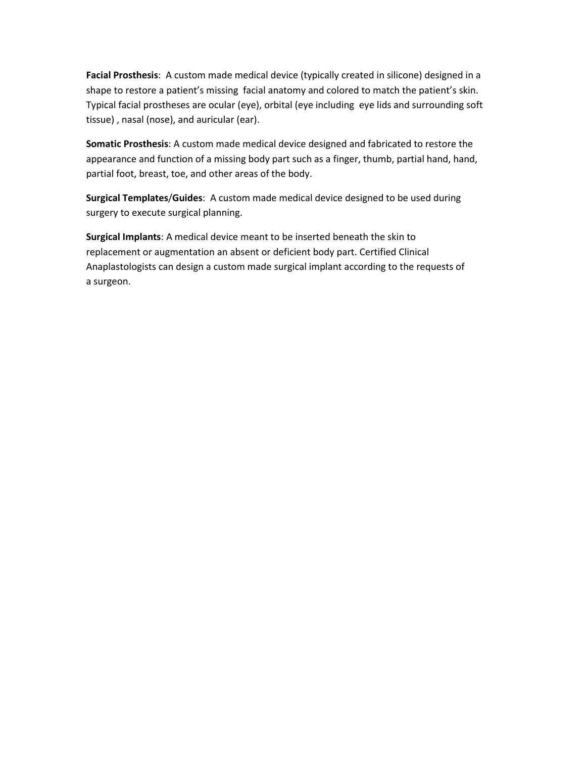**Facial Prosthesis**: A custom made medical device (typically created in silicone) designed in a shape to restore a patient's missing facial anatomy and colored to match the patient's skin. Typical facial prostheses are ocular (eye), orbital (eye including eye lids and surrounding soft tissue) , nasal (nose), and auricular (ear).

**Somatic Prosthesis**: A custom made medical device designed and fabricated to restore the appearance and function of a missing body part such as a finger, thumb, partial hand, hand, partial foot, breast, toe, and other areas of the body.

**Surgical Templates/Guides**: A custom made medical device designed to be used during surgery to execute surgical planning.

**Surgical Implants**: A medical device meant to be inserted beneath the skin to replacement or augmentation an absent or deficient body part. Certified Clinical Anaplastologists can design a custom made surgical implant according to the requests of a surgeon.